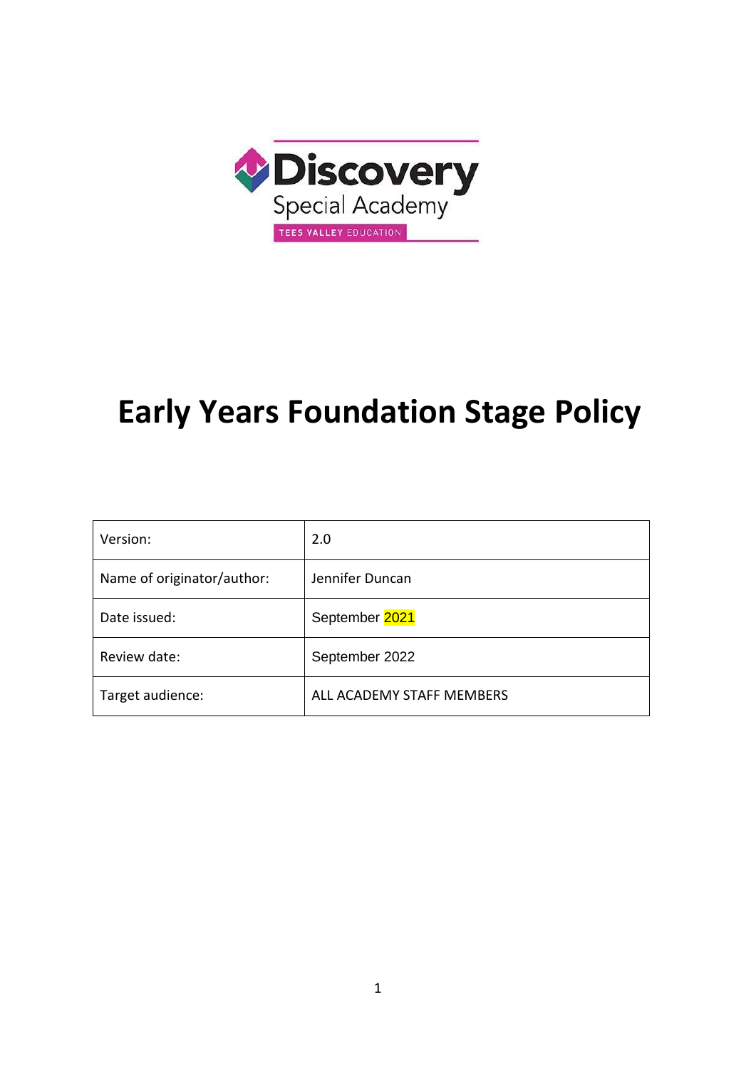Discovery Special Academy

TEES VALLEY EDUCATION

# Early Years Foundation Stage Policy

| Version: | 2.0 |
|---|---|
| Name of originator/author: | Jennifer Duncan |
| Date issued: | September 2021 |
| Review date: | September 2022 |
| Target audience: | ALL ACADEMY STAFF MEMBERS |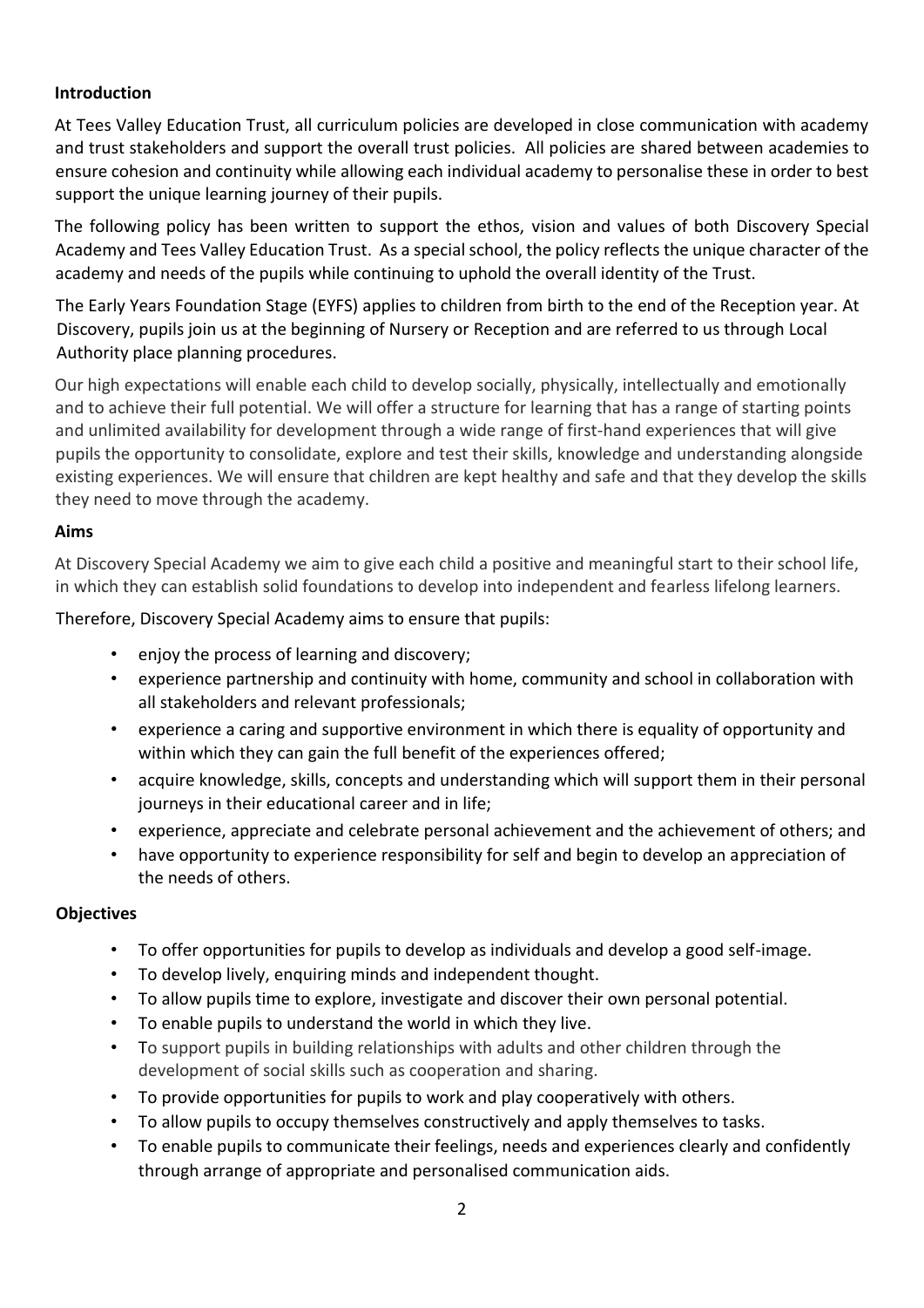**Introduction**

At Tees Valley Education Trust, all curriculum policies are developed in close communication with academy and trust stakeholders and support the overall trust policies. All policies are shared between academies to ensure cohesion and continuity while allowing each individual academy to personalise these in order to best support the unique learning journey of their pupils.

The following policy has been written to support the ethos, vision and values of both Discovery Special Academy and Tees Valley Education Trust. As a special school, the policy reflects the unique character of the academy and needs of the pupils while continuing to uphold the overall identity of the Trust.

The Early Years Foundation Stage (EYFS) applies to children from birth to the end of the Reception year. At Discovery, pupils join us at the beginning of Nursery or Reception and are referred to us through Local Authority place planning procedures.

Our high expectations will enable each child to develop socially, physically, intellectually and emotionally and to achieve their full potential. We will offer a structure for learning that has a range of starting points and unlimited availability for development through a wide range of first-hand experiences that will give pupils the opportunity to consolidate, explore and test their skills, knowledge and understanding alongside existing experiences. We will ensure that children are kept healthy and safe and that they develop the skills they need to move through the academy.

**Aims**

At Discovery Special Academy we aim to give each child a positive and meaningful start to their school life, in which they can establish solid foundations to develop into independent and fearless lifelong learners.

Therefore, Discovery Special Academy aims to ensure that pupils:

- enjoy the process of learning and discovery;
- experience partnership and continuity with home, community and school in collaboration with all stakeholders and relevant professionals;
- experience a caring and supportive environment in which there is equality of opportunity and within which they can gain the full benefit of the experiences offered;
- acquire knowledge, skills, concepts and understanding which will support them in their personal journeys in their educational career and in life;
- experience, appreciate and celebrate personal achievement and the achievement of others; and
- have opportunity to experience responsibility for self and begin to develop an appreciation of the needs of others.

**Objectives**

- To offer opportunities for pupils to develop as individuals and develop a good self-image.
- To develop lively, enquiring minds and independent thought.
- To allow pupils time to explore, investigate and discover their own personal potential.
- To enable pupils to understand the world in which they live.
- To support pupils in building relationships with adults and other children through the development of social skills such as cooperation and sharing.
- To provide opportunities for pupils to work and play cooperatively with others.
- To allow pupils to occupy themselves constructively and apply themselves to tasks.
- To enable pupils to communicate their feelings, needs and experiences clearly and confidently through arrange of appropriate and personalised communication aids.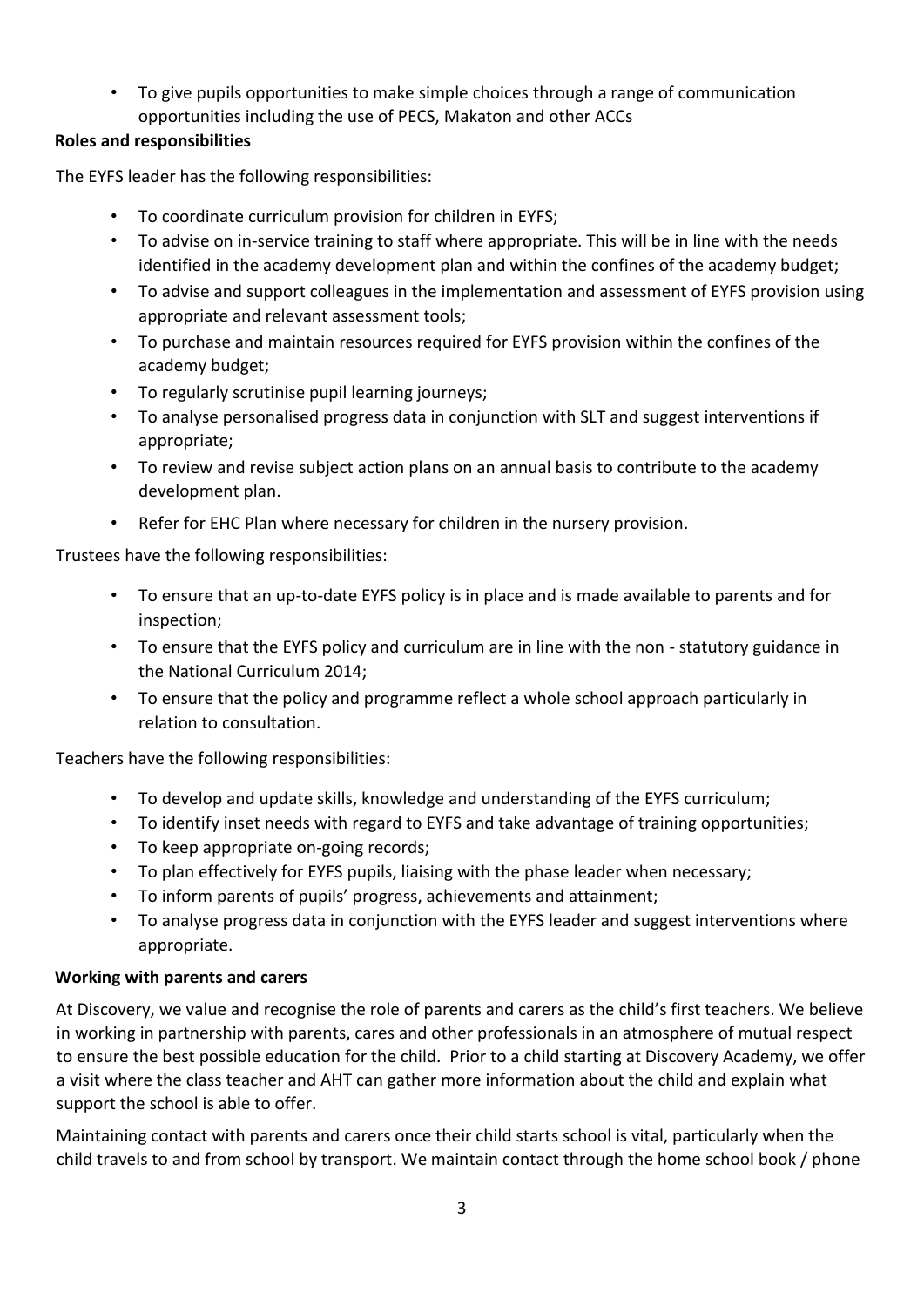- To give pupils opportunities to make simple choices through a range of communication opportunities including the use of PECS, Makaton and other ACCs

**Roles and responsibilities**

The EYFS leader has the following responsibilities:

- To coordinate curriculum provision for children in EYFS;
- To advise on in-service training to staff where appropriate. This will be in line with the needs identified in the academy development plan and within the confines of the academy budget;
- To advise and support colleagues in the implementation and assessment of EYFS provision using appropriate and relevant assessment tools;
- To purchase and maintain resources required for EYFS provision within the confines of the academy budget;
- To regularly scrutinise pupil learning journeys;
- To analyse personalised progress data in conjunction with SLT and suggest interventions if appropriate;
- To review and revise subject action plans on an annual basis to contribute to the academy development plan.
- Refer for EHC Plan where necessary for children in the nursery provision.

Trustees have the following responsibilities:

- To ensure that an up-to-date EYFS policy is in place and is made available to parents and for inspection;
- To ensure that the EYFS policy and curriculum are in line with the non - statutory guidance in the National Curriculum 2014;
- To ensure that the policy and programme reflect a whole school approach particularly in relation to consultation.

Teachers have the following responsibilities:

- To develop and update skills, knowledge and understanding of the EYFS curriculum;
- To identify inset needs with regard to EYFS and take advantage of training opportunities;
- To keep appropriate on-going records;
- To plan effectively for EYFS pupils, liaising with the phase leader when necessary;
- To inform parents of pupils' progress, achievements and attainment;
- To analyse progress data in conjunction with the EYFS leader and suggest interventions where appropriate.

**Working with parents and carers**

At Discovery, we value and recognise the role of parents and carers as the child's first teachers. We believe in working in partnership with parents, cares and other professionals in an atmosphere of mutual respect to ensure the best possible education for the child. Prior to a child starting at Discovery Academy, we offer a visit where the class teacher and AHT can gather more information about the child and explain what support the school is able to offer.

Maintaining contact with parents and carers once their child starts school is vital, particularly when the child travels to and from school by transport. We maintain contact through the home school book / phone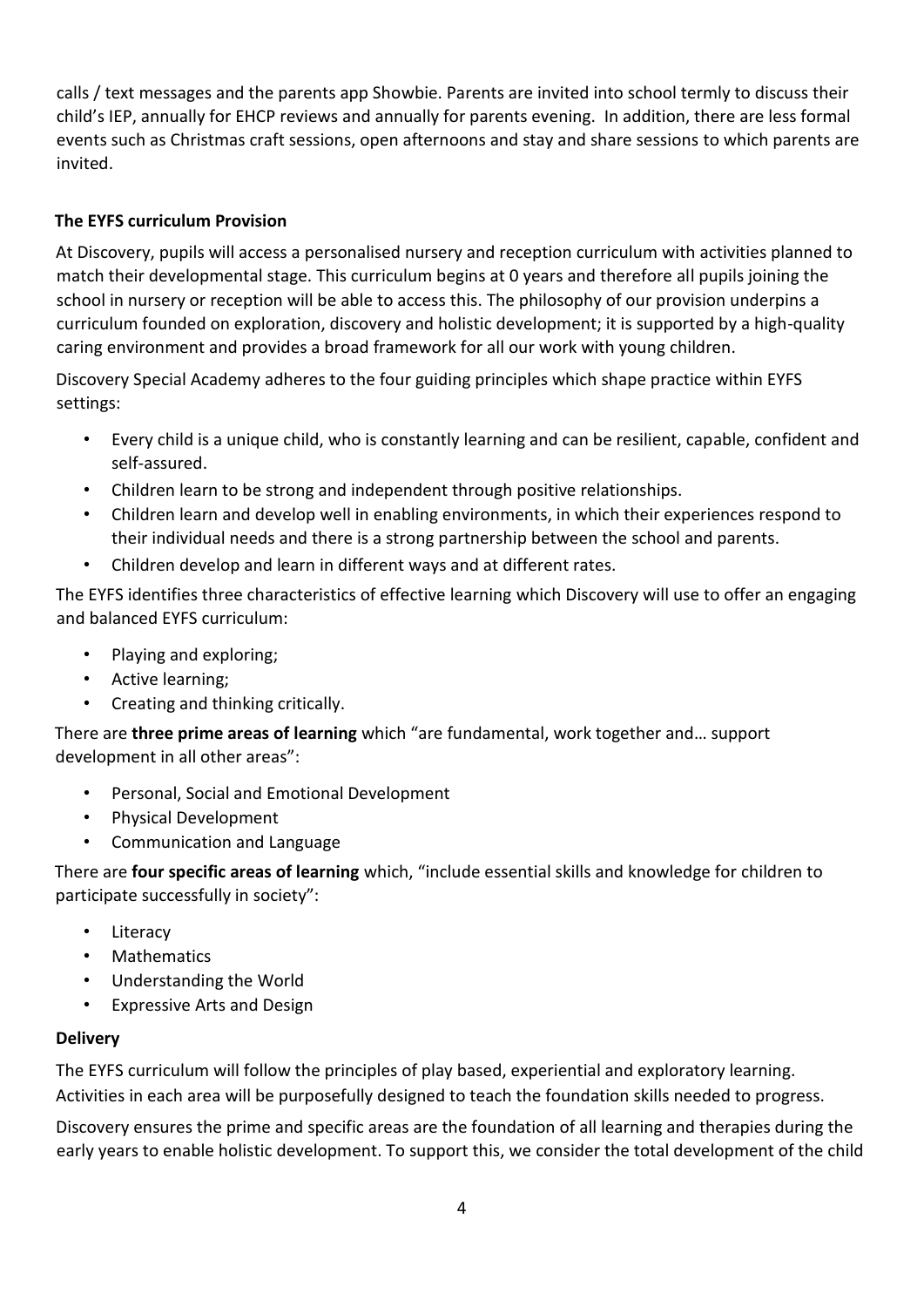calls / text messages and the parents app Showbie. Parents are invited into school termly to discuss their child's IEP, annually for EHCP reviews and annually for parents evening. In addition, there are less formal events such as Christmas craft sessions, open afternoons and stay and share sessions to which parents are invited.

## The EYFS curriculum Provision

At Discovery, pupils will access a personalised nursery and reception curriculum with activities planned to match their developmental stage. This curriculum begins at 0 years and therefore all pupils joining the school in nursery or reception will be able to access this. The philosophy of our provision underpins a curriculum founded on exploration, discovery and holistic development; it is supported by a high-quality caring environment and provides a broad framework for all our work with young children.

Discovery Special Academy adheres to the four guiding principles which shape practice within EYFS settings:

- Every child is a unique child, who is constantly learning and can be resilient, capable, confident and self-assured.
- Children learn to be strong and independent through positive relationships.
- Children learn and develop well in enabling environments, in which their experiences respond to their individual needs and there is a strong partnership between the school and parents.
- Children develop and learn in different ways and at different rates.

The EYFS identifies three characteristics of effective learning which Discovery will use to offer an engaging and balanced EYFS curriculum:

- Playing and exploring;
- Active learning;
- Creating and thinking critically.

There are **three prime areas of learning** which "are fundamental, work together and… support development in all other areas":

- Personal, Social and Emotional Development
- Physical Development
- Communication and Language

There are **four specific areas of learning** which, "include essential skills and knowledge for children to participate successfully in society":

- Literacy
- Mathematics
- Understanding the World
- Expressive Arts and Design

## Delivery

The EYFS curriculum will follow the principles of play based, experiential and exploratory learning. Activities in each area will be purposefully designed to teach the foundation skills needed to progress.

Discovery ensures the prime and specific areas are the foundation of all learning and therapies during the early years to enable holistic development. To support this, we consider the total development of the child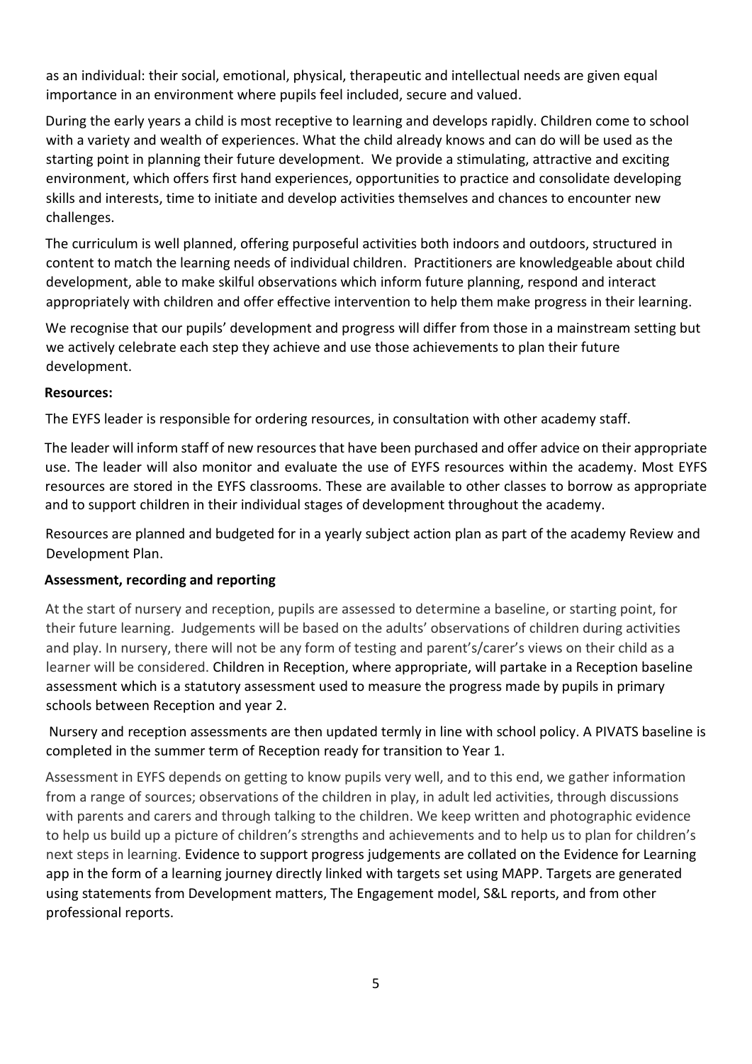as an individual: their social, emotional, physical, therapeutic and intellectual needs are given equal importance in an environment where pupils feel included, secure and valued.

During the early years a child is most receptive to learning and develops rapidly. Children come to school with a variety and wealth of experiences. What the child already knows and can do will be used as the starting point in planning their future development. We provide a stimulating, attractive and exciting environment, which offers first hand experiences, opportunities to practice and consolidate developing skills and interests, time to initiate and develop activities themselves and chances to encounter new challenges.

The curriculum is well planned, offering purposeful activities both indoors and outdoors, structured in content to match the learning needs of individual children. Practitioners are knowledgeable about child development, able to make skilful observations which inform future planning, respond and interact appropriately with children and offer effective intervention to help them make progress in their learning.

We recognise that our pupils' development and progress will differ from those in a mainstream setting but we actively celebrate each step they achieve and use those achievements to plan their future development.

**Resources:**

The EYFS leader is responsible for ordering resources, in consultation with other academy staff.

The leader will inform staff of new resources that have been purchased and offer advice on their appropriate use. The leader will also monitor and evaluate the use of EYFS resources within the academy. Most EYFS resources are stored in the EYFS classrooms. These are available to other classes to borrow as appropriate and to support children in their individual stages of development throughout the academy.

Resources are planned and budgeted for in a yearly subject action plan as part of the academy Review and Development Plan.

**Assessment, recording and reporting**

At the start of nursery and reception, pupils are assessed to determine a baseline, or starting point, for their future learning. Judgements will be based on the adults' observations of children during activities and play. In nursery, there will not be any form of testing and parent's/carer's views on their child as a learner will be considered. Children in Reception, where appropriate, will partake in a Reception baseline assessment which is a statutory assessment used to measure the progress made by pupils in primary schools between Reception and year 2.

Nursery and reception assessments are then updated termly in line with school policy. A PIVATS baseline is completed in the summer term of Reception ready for transition to Year 1.

Assessment in EYFS depends on getting to know pupils very well, and to this end, we gather information from a range of sources; observations of the children in play, in adult led activities, through discussions with parents and carers and through talking to the children. We keep written and photographic evidence to help us build up a picture of children's strengths and achievements and to help us to plan for children's next steps in learning. Evidence to support progress judgements are collated on the Evidence for Learning app in the form of a learning journey directly linked with targets set using MAPP. Targets are generated using statements from Development matters, The Engagement model, S&L reports, and from other professional reports.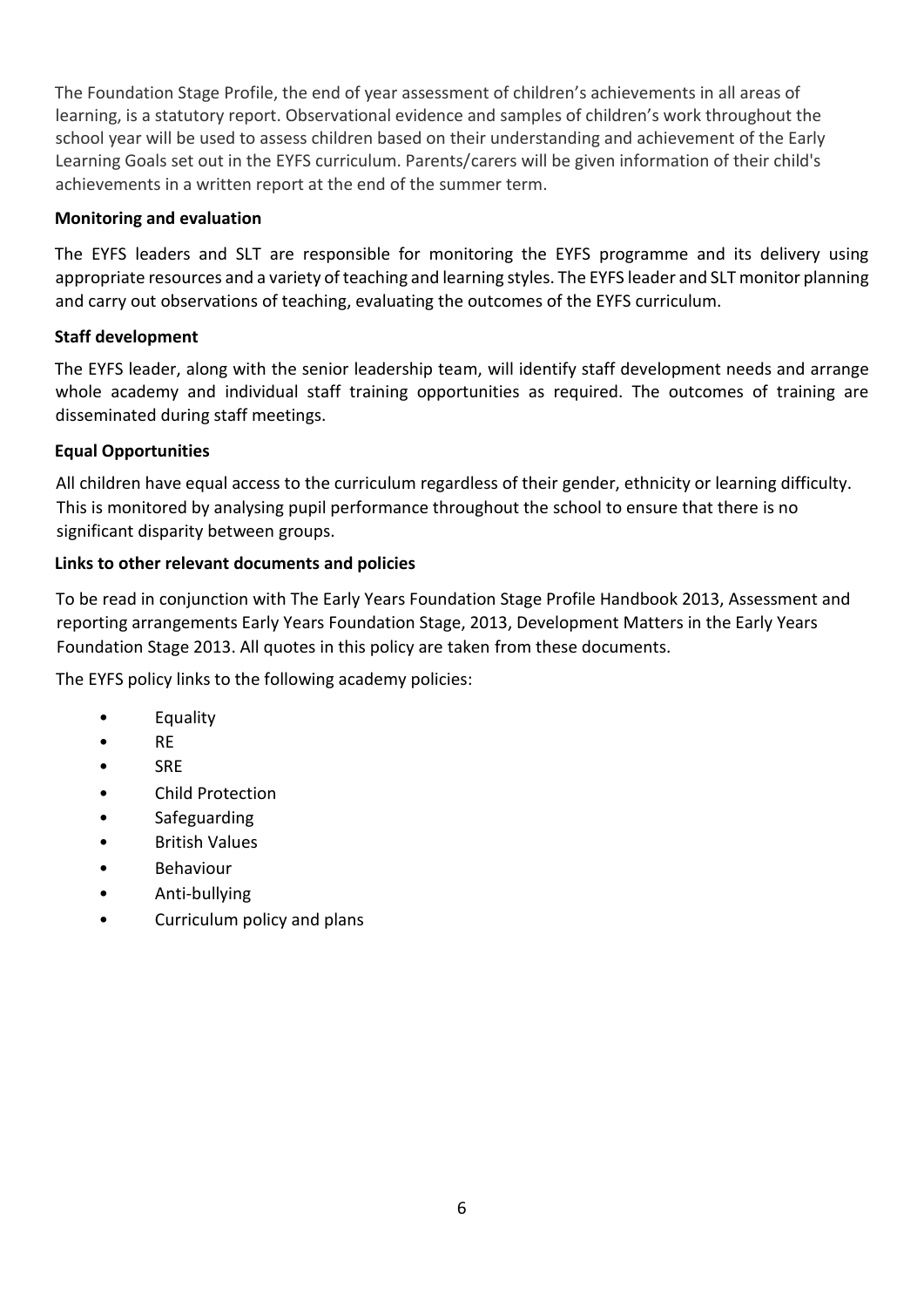The Foundation Stage Profile, the end of year assessment of children's achievements in all areas of learning, is a statutory report. Observational evidence and samples of children's work throughout the school year will be used to assess children based on their understanding and achievement of the Early Learning Goals set out in the EYFS curriculum. Parents/carers will be given information of their child's achievements in a written report at the end of the summer term.

### Monitoring and evaluation

The EYFS leaders and SLT are responsible for monitoring the EYFS programme and its delivery using appropriate resources and a variety of teaching and learning styles. The EYFS leader and SLT monitor planning and carry out observations of teaching, evaluating the outcomes of the EYFS curriculum.

### Staff development

The EYFS leader, along with the senior leadership team, will identify staff development needs and arrange whole academy and individual staff training opportunities as required. The outcomes of training are disseminated during staff meetings.

### Equal Opportunities

All children have equal access to the curriculum regardless of their gender, ethnicity or learning difficulty. This is monitored by analysing pupil performance throughout the school to ensure that there is no significant disparity between groups.

### Links to other relevant documents and policies

To be read in conjunction with The Early Years Foundation Stage Profile Handbook 2013, Assessment and reporting arrangements Early Years Foundation Stage, 2013, Development Matters in the Early Years Foundation Stage 2013. All quotes in this policy are taken from these documents.

The EYFS policy links to the following academy policies:

- Equality
- RE
- SRE
- Child Protection
- Safeguarding
- British Values
- Behaviour
- Anti-bullying
- Curriculum policy and plans